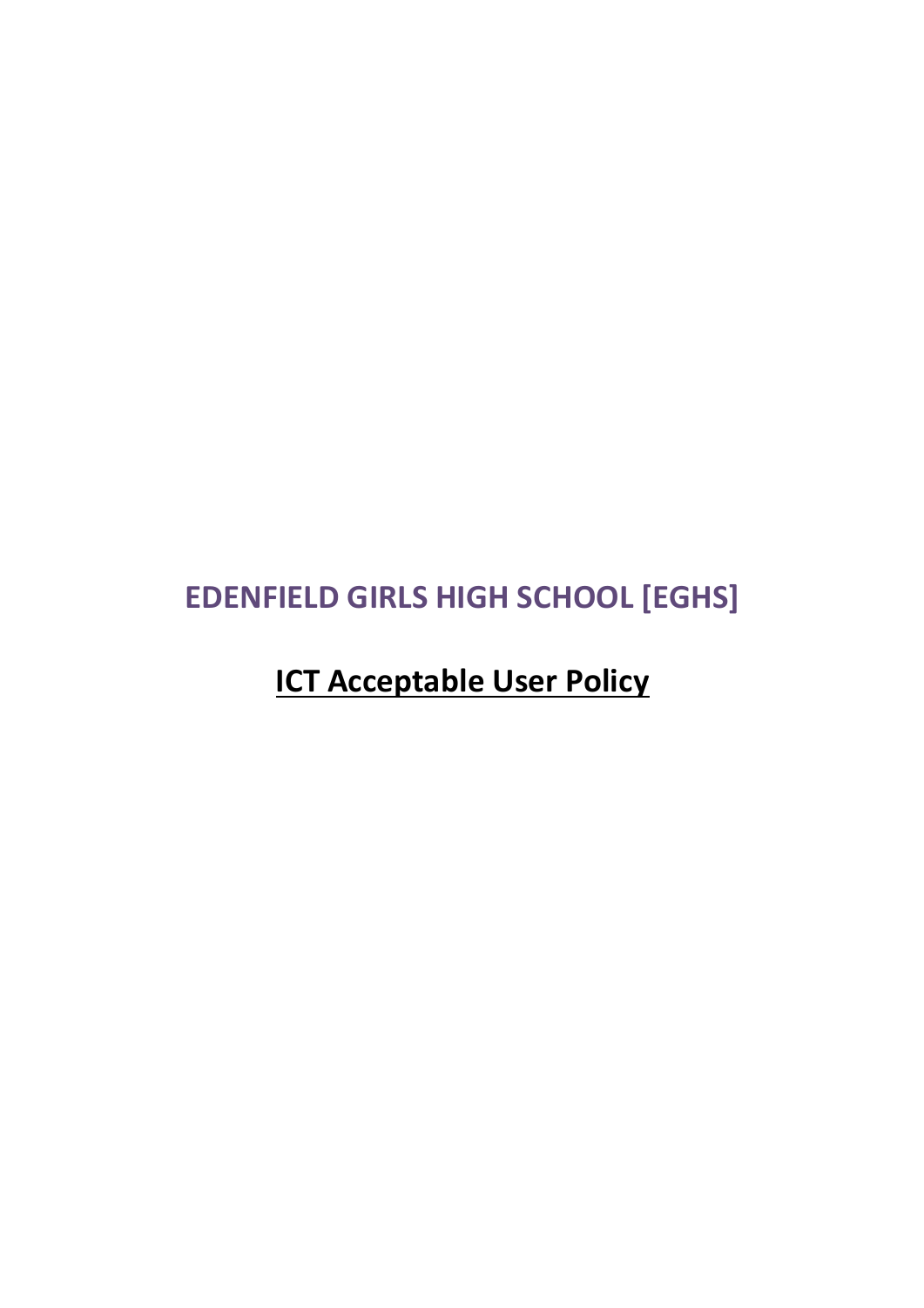# EDENFIELD GIRLS HIGH SCHOOL [EGHS]

## **ICT Acceptable User Policy**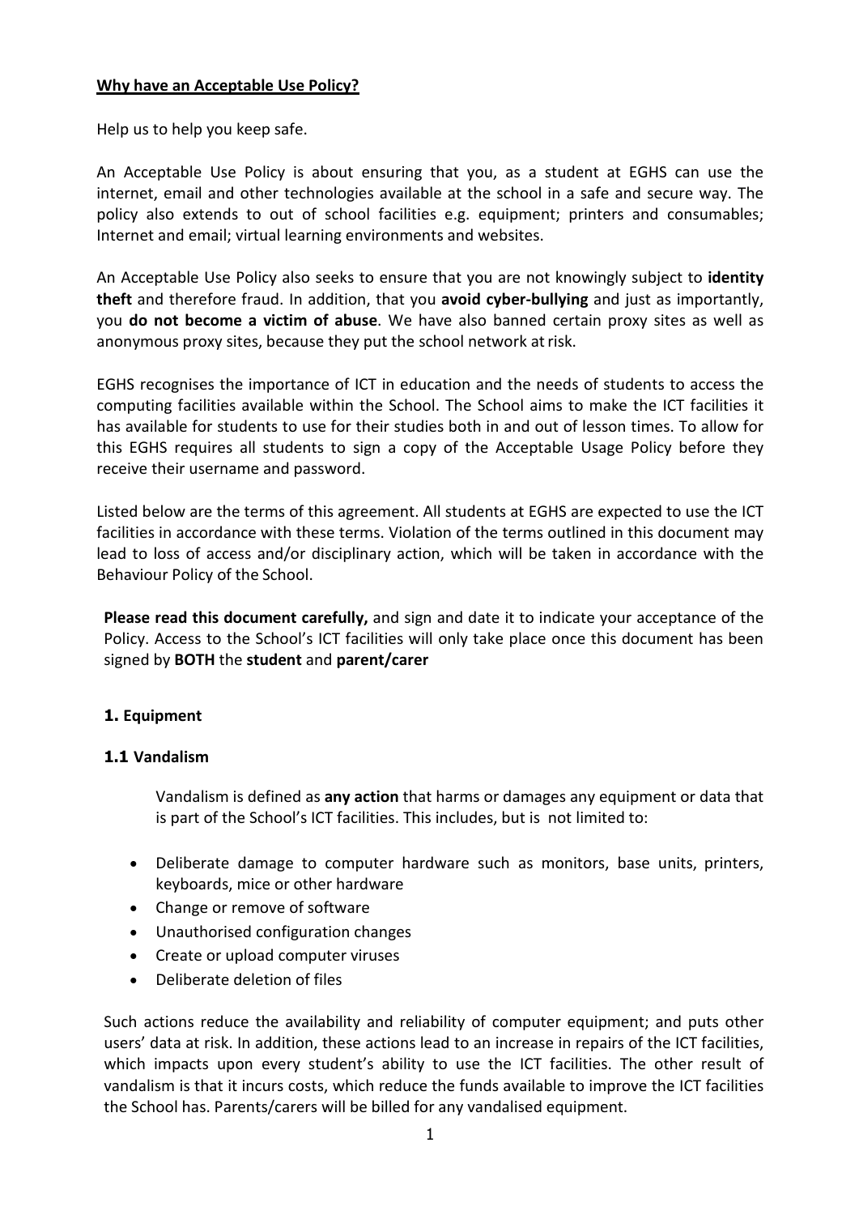**Why have an Acceptable Use Policy?**

Help us to help you keep safe.

An Acceptable Use Policy is about ensuring that you, as a student at EGHS can use the internet, email and other technologies available at the school in a safe and secure way. The policy also extends to out of school facilities e.g. equipment; printers and consumables; Internet and email; virtual learning environments and websites.

An Acceptable Use Policy also seeks to ensure that you are not knowingly subject to **identity theft** and therefore fraud. In addition, that you **avoid cyber-bullying** and just as importantly, you **do not become a victim of abuse**. We have also banned certain proxy sites as well as anonymous proxy sites, because they put the school network at risk.

EGHS recognises the importance of ICT in education and the needs of students to access the computing facilities available within the School. The School aims to make the ICT facilities it has available for students to use for their studies both in and out of lesson times. To allow for this EGHS requires all students to sign a copy of the Acceptable Usage Policy before they receive their username and password.

Listed below are the terms of this agreement. All students at EGHS are expected to use the ICT facilities in accordance with these terms. Violation of the terms outlined in this document may lead to loss of access and/or disciplinary action, which will be taken in accordance with the Behaviour Policy of the School.

**Please read this document carefully,** and sign and date it to indicate your acceptance of the Policy. Access to the School's ICT facilities will only take place once this document has been signed by **BOTH** the **student** and **parent/carer**

## 1. Equipment

### 1.1 Vandalism

Vandalism is defined as **any action** that harms or damages any equipment or data that is part of the School's ICT facilities. This includes, but is not limited to:

- Deliberate damage to computer hardware such as monitors, base units, printers, keyboards, mice or other hardware
- Change or remove of software
- Unauthorised configuration changes
- Create or upload computer viruses
- Deliberate deletion of files

Such actions reduce the availability and reliability of computer equipment; and puts other users' data at risk. In addition, these actions lead to an increase in repairs of the ICT facilities, which impacts upon every student's ability to use the ICT facilities. The other result of vandalism is that it incurs costs, which reduce the funds available to improve the ICT facilities the School has. Parents/carers will be billed for any vandalised equipment.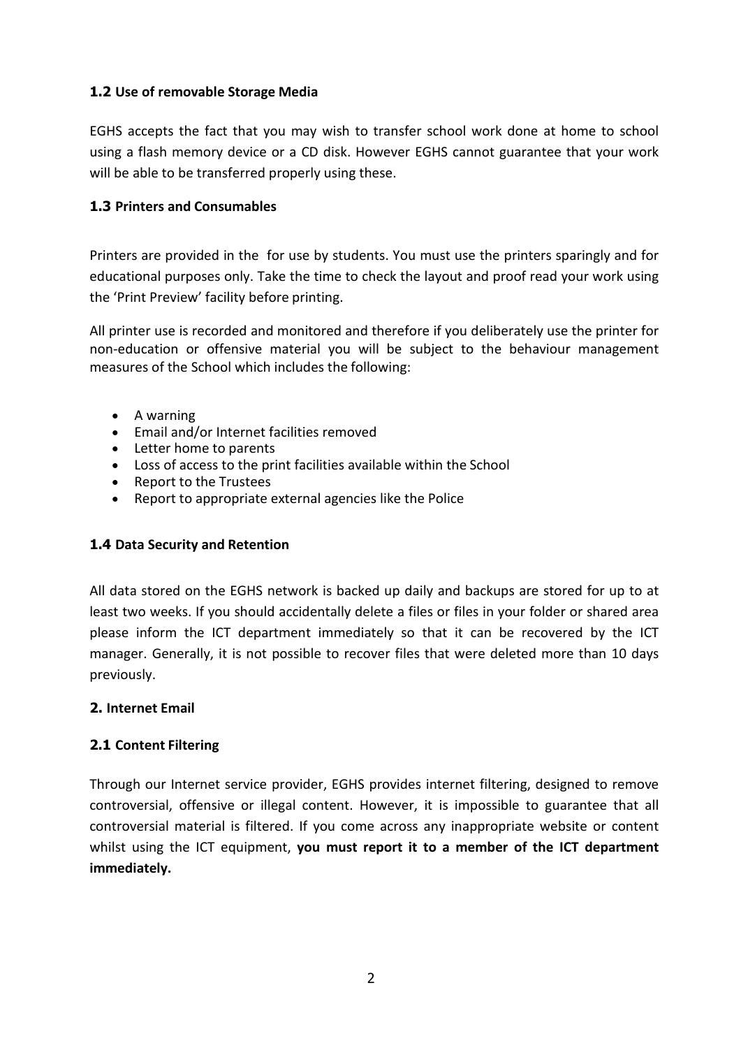### 1.2 Use of removable Storage Media

EGHS accepts the fact that you may wish to transfer school work done at home to school using a flash memory device or a CD disk. However EGHS cannot guarantee that your work will be able to be transferred properly using these.

### 1.3 Printers and Consumables

Printers are provided in the  for use by students. You must use the printers sparingly and for educational purposes only. Take the time to check the layout and proof read your work using the 'Print Preview' facility before printing.

All printer use is recorded and monitored and therefore if you deliberately use the printer for non-education or offensive material you will be subject to the behaviour management measures of the School which includes the following:

- A warning
- Email and/or Internet facilities removed
- Letter home to parents
- Loss of access to the print facilities available within the School
- Report to the Trustees
- Report to appropriate external agencies like the Police

### 1.4 Data Security and Retention

All data stored on the EGHS network is backed up daily and backups are stored for up to at least two weeks. If you should accidentally delete a files or files in your folder or shared area please inform the ICT department immediately so that it can be recovered by the ICT manager. Generally, it is not possible to recover files that were deleted more than 10 days previously.

## 2. Internet Email

### 2.1 Content Filtering

Through our Internet service provider, EGHS provides internet filtering, designed to remove controversial, offensive or illegal content. However, it is impossible to guarantee that all controversial material is filtered. If you come across any inappropriate website or content whilst using the ICT equipment, **you must report it to a member of the ICT department immediately.**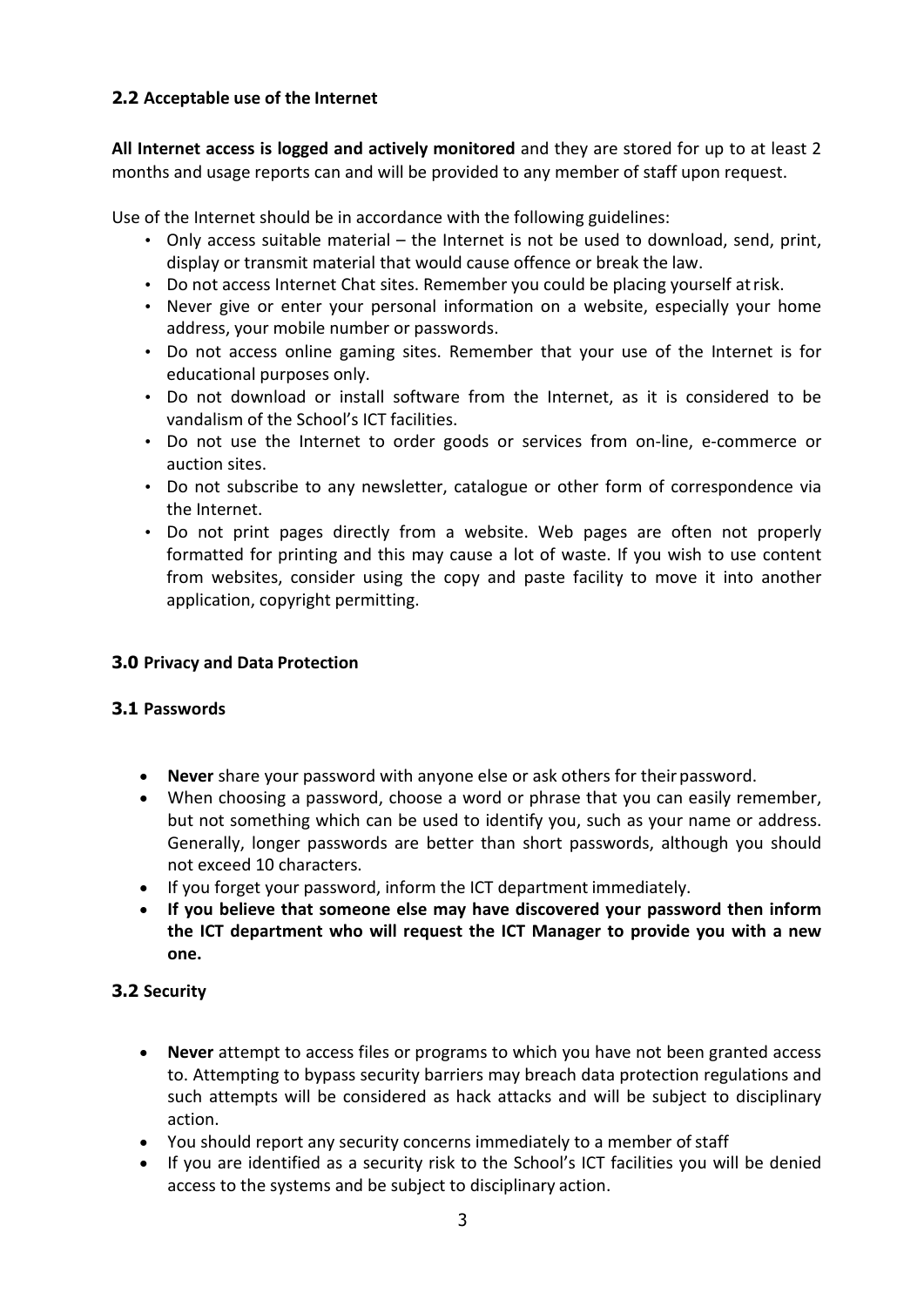### 2.2 Acceptable use of the Internet

**All Internet access is logged and actively monitored** and they are stored for up to at least 2 months and usage reports can and will be provided to any member of staff upon request.

Use of the Internet should be in accordance with the following guidelines:

- Only access suitable material – the Internet is not be used to download, send, print, display or transmit material that would cause offence or break the law.
- Do not access Internet Chat sites. Remember you could be placing yourself at risk.
- Never give or enter your personal information on a website, especially your home address, your mobile number or passwords.
- Do not access online gaming sites. Remember that your use of the Internet is for educational purposes only.
- Do not download or install software from the Internet, as it is considered to be vandalism of the School's ICT facilities.
- Do not use the Internet to order goods or services from on-line, e-commerce or auction sites.
- Do not subscribe to any newsletter, catalogue or other form of correspondence via the Internet.
- Do not print pages directly from a website. Web pages are often not properly formatted for printing and this may cause a lot of waste. If you wish to use content from websites, consider using the copy and paste facility to move it into another application, copyright permitting.

## 3.0 Privacy and Data Protection

### 3.1 Passwords

- **Never** share your password with anyone else or ask others for their password.
- When choosing a password, choose a word or phrase that you can easily remember, but not something which can be used to identify you, such as your name or address. Generally, longer passwords are better than short passwords, although you should not exceed 10 characters.
- If you forget your password, inform the ICT department immediately.
- **If you believe that someone else may have discovered your password then inform the ICT department who will request the ICT Manager to provide you with a new one.**

### 3.2 Security

- **Never** attempt to access files or programs to which you have not been granted access to. Attempting to bypass security barriers may breach data protection regulations and such attempts will be considered as hack attacks and will be subject to disciplinary action.
- You should report any security concerns immediately to a member of staff
- If you are identified as a security risk to the School's ICT facilities you will be denied access to the systems and be subject to disciplinary action.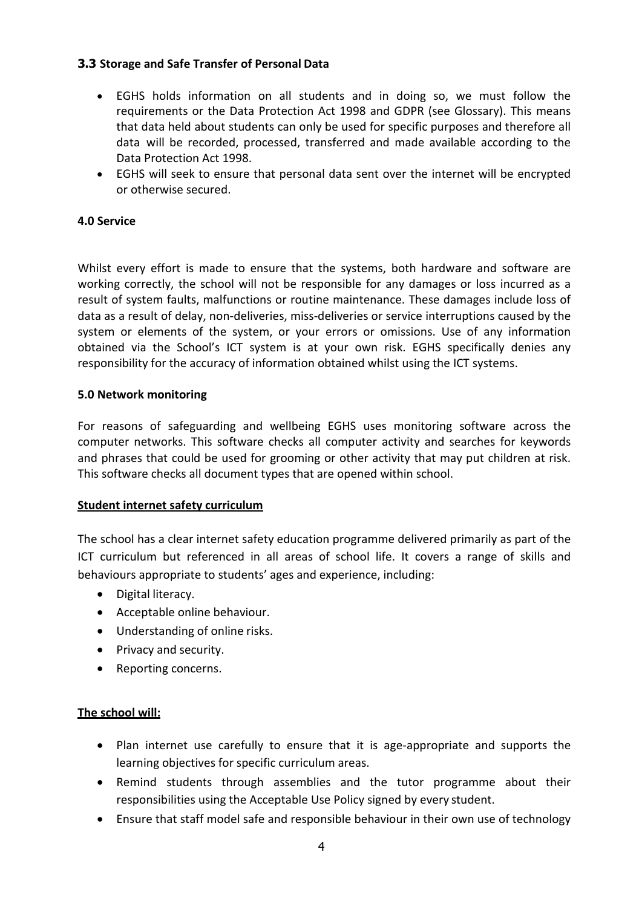### 3.3 Storage and Safe Transfer of Personal Data

- EGHS holds information on all students and in doing so, we must follow the requirements or the Data Protection Act 1998 and GDPR (see Glossary). This means that data held about students can only be used for specific purposes and therefore all data will be recorded, processed, transferred and made available according to the Data Protection Act 1998.
- EGHS will seek to ensure that personal data sent over the internet will be encrypted or otherwise secured.

### 4.0 Service

Whilst every effort is made to ensure that the systems, both hardware and software are working correctly, the school will not be responsible for any damages or loss incurred as a result of system faults, malfunctions or routine maintenance. These damages include loss of data as a result of delay, non-deliveries, miss-deliveries or service interruptions caused by the system or elements of the system, or your errors or omissions. Use of any information obtained via the School's ICT system is at your own risk. EGHS specifically denies any responsibility for the accuracy of information obtained whilst using the ICT systems.

### 5.0 Network monitoring

For reasons of safeguarding and wellbeing EGHS uses monitoring software across the computer networks. This software checks all computer activity and searches for keywords and phrases that could be used for grooming or other activity that may put children at risk. This software checks all document types that are opened within school.

**Student internet safety curriculum**

The school has a clear internet safety education programme delivered primarily as part of the ICT curriculum but referenced in all areas of school life. It covers a range of skills and behaviours appropriate to students' ages and experience, including:

- Digital literacy.
- Acceptable online behaviour.
- Understanding of online risks.
- Privacy and security.
- Reporting concerns.

**The school will:**

- Plan internet use carefully to ensure that it is age-appropriate and supports the learning objectives for specific curriculum areas.
- Remind students through assemblies and the tutor programme about their responsibilities using the Acceptable Use Policy signed by every student.
- Ensure that staff model safe and responsible behaviour in their own use of technology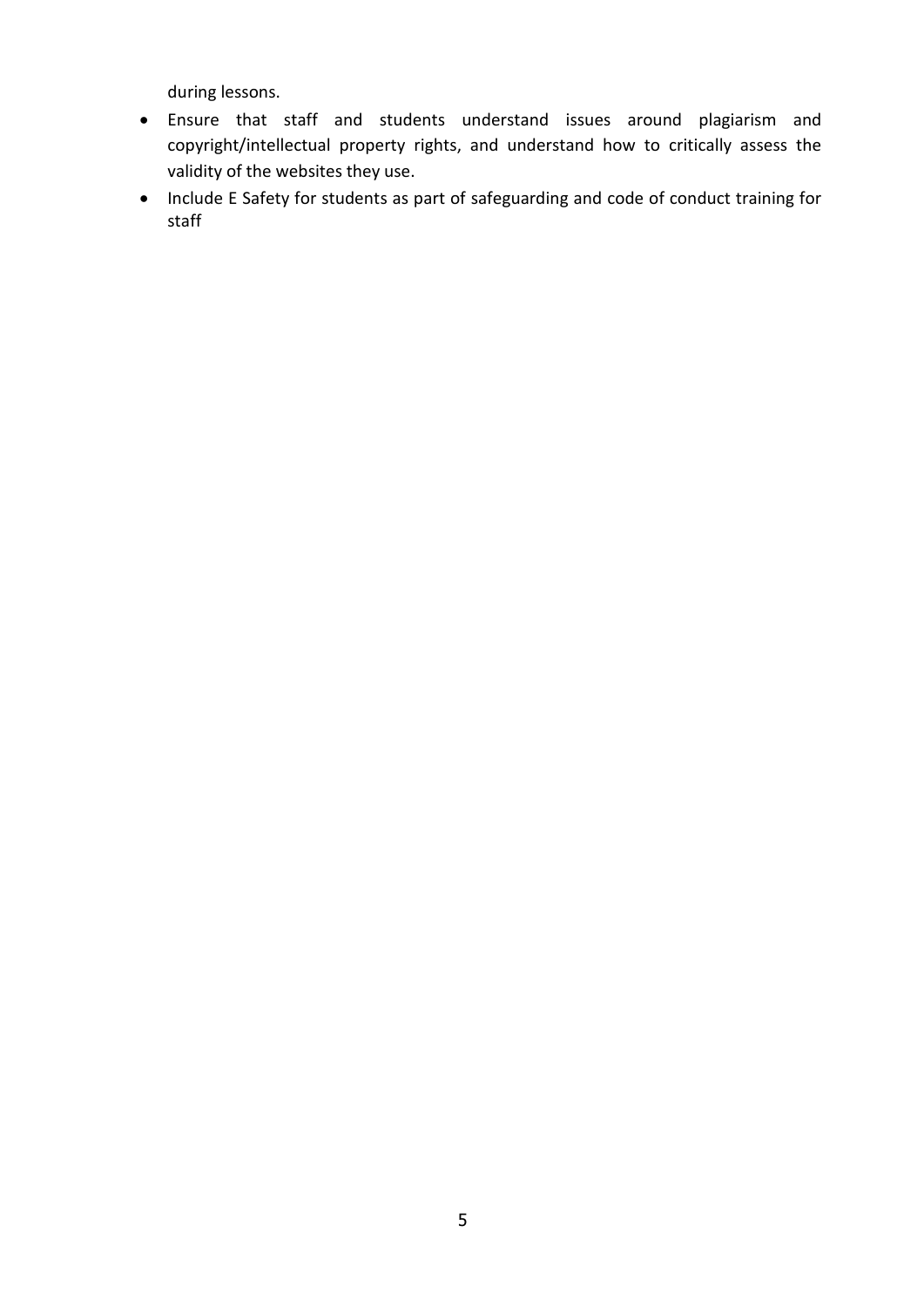during lessons.

- Ensure that staff and students understand issues around plagiarism and copyright/intellectual property rights, and understand how to critically assess the validity of the websites they use.
- Include E Safety for students as part of safeguarding and code of conduct training for staff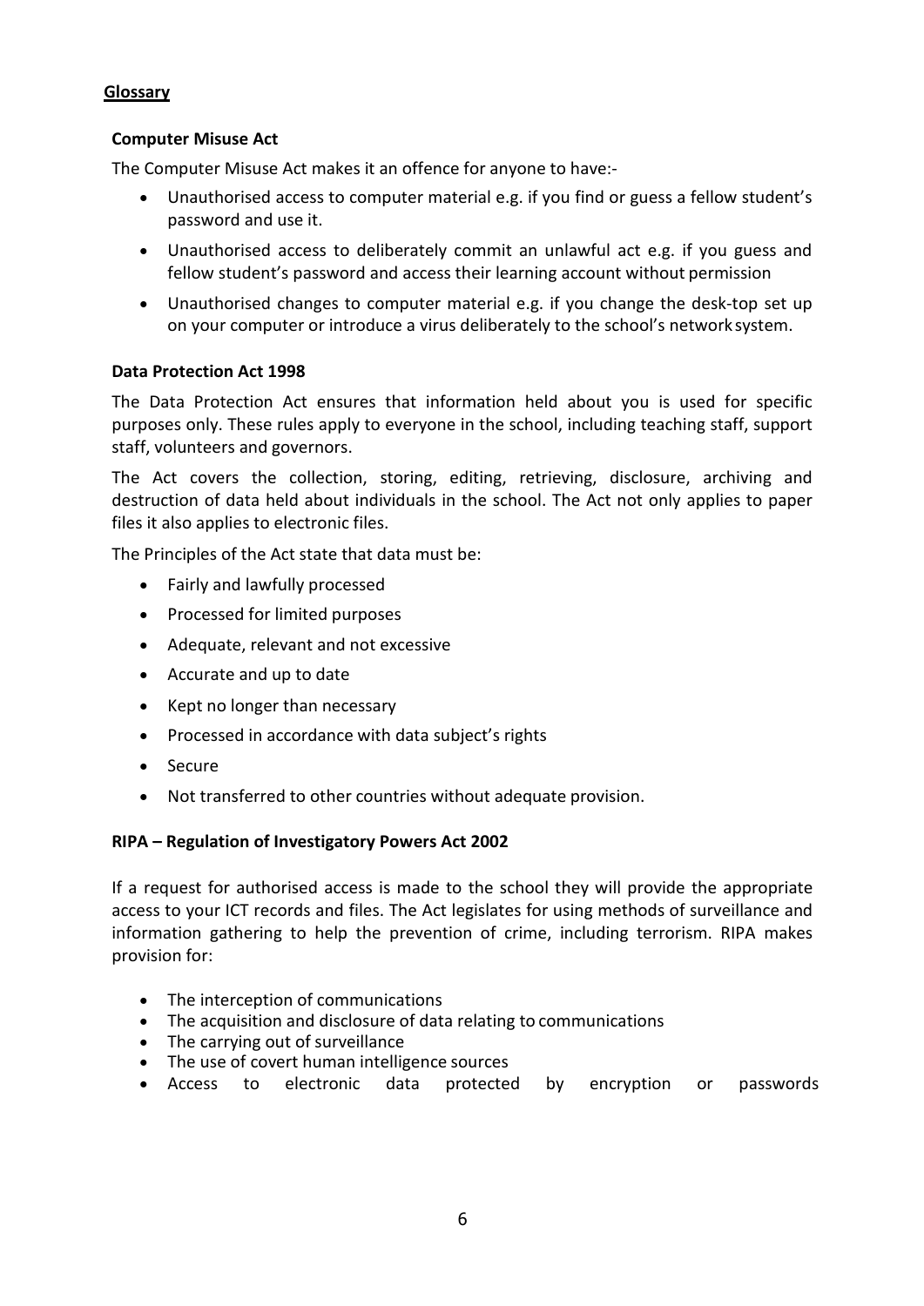## Glossary

### Computer Misuse Act

The Computer Misuse Act makes it an offence for anyone to have:-

- Unauthorised access to computer material e.g. if you find or guess a fellow student's password and use it.
- Unauthorised access to deliberately commit an unlawful act e.g. if you guess and fellow student's password and access their learning account without permission
- Unauthorised changes to computer material e.g. if you change the desk-top set up on your computer or introduce a virus deliberately to the school's network system.

### Data Protection Act 1998

The Data Protection Act ensures that information held about you is used for specific purposes only. These rules apply to everyone in the school, including teaching staff, support staff, volunteers and governors.

The Act covers the collection, storing, editing, retrieving, disclosure, archiving and destruction of data held about individuals in the school. The Act not only applies to paper files it also applies to electronic files.

The Principles of the Act state that data must be:

- Fairly and lawfully processed
- Processed for limited purposes
- Adequate, relevant and not excessive
- Accurate and up to date
- Kept no longer than necessary
- Processed in accordance with data subject's rights
- Secure
- Not transferred to other countries without adequate provision.

### RIPA – Regulation of Investigatory Powers Act 2002

If a request for authorised access is made to the school they will provide the appropriate access to your ICT records and files. The Act legislates for using methods of surveillance and information gathering to help the prevention of crime, including terrorism. RIPA makes provision for:

- The interception of communications
- The acquisition and disclosure of data relating to communications
- The carrying out of surveillance
- The use of covert human intelligence sources
- Access to electronic data protected by encryption or passwords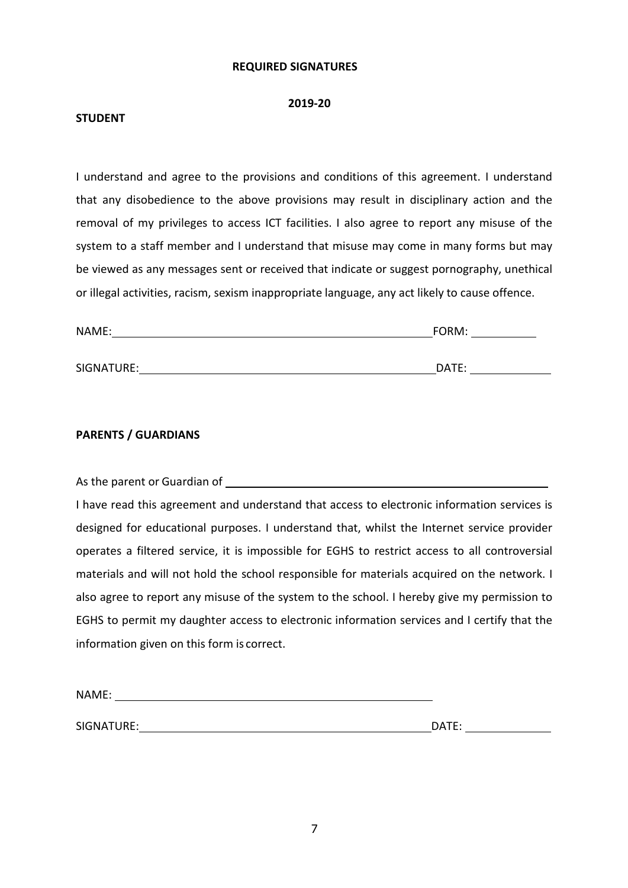**REQUIRED SIGNATURES**

**2019-20**

**STUDENT**

I understand and agree to the provisions and conditions of this agreement. I understand that any disobedience to the above provisions may result in disciplinary action and the removal of my privileges to access ICT facilities. I also agree to report any misuse of the system to a staff member and I understand that misuse may come in many forms but may be viewed as any messages sent or received that indicate or suggest pornography, unethical or illegal activities, racism, sexism inappropriate language, any act likely to cause offence.

NAME: \_\_\_\_\_\_\_\_\_\_\_\_\_\_\_\_\_\_\_\_\_\_\_\_\_\_\_\_\_\_\_\_\_\_\_\_\_\_\_\_\_\_\_\_ FORM: \_\_\_\_\_\_\_\_\_\_

SIGNATURE: \_\_\_\_\_\_\_\_\_\_\_\_\_\_\_\_\_\_\_\_\_\_\_\_\_\_\_\_\_\_\_\_\_\_\_\_\_\_\_\_\_\_ DATE: \_\_\_\_\_\_\_\_\_\_\_\_

**PARENTS / GUARDIANS**

As the parent or Guardian of \_\_\_\_\_\_\_\_\_\_\_\_\_\_\_\_\_\_\_\_\_\_\_\_\_\_\_\_\_\_\_\_\_\_\_\_\_\_\_\_\_\_\_\_\_\_\_\_

I have read this agreement and understand that access to electronic information services is designed for educational purposes. I understand that, whilst the Internet service provider operates a filtered service, it is impossible for EGHS to restrict access to all controversial materials and will not hold the school responsible for materials acquired on the network. I also agree to report any misuse of the system to the school. I hereby give my permission to EGHS to permit my daughter access to electronic information services and I certify that the information given on this form is correct.

NAME: \_\_\_\_\_\_\_\_\_\_\_\_\_\_\_\_\_\_\_\_\_\_\_\_\_\_\_\_\_\_\_\_\_\_\_\_\_\_\_\_\_\_\_\_\_\_

SIGNATURE: \_\_\_\_\_\_\_\_\_\_\_\_\_\_\_\_\_\_\_\_\_\_\_\_\_\_\_\_\_\_\_\_\_\_\_\_\_\_\_\_\_\_ DATE: \_\_\_\_\_\_\_\_\_\_\_\_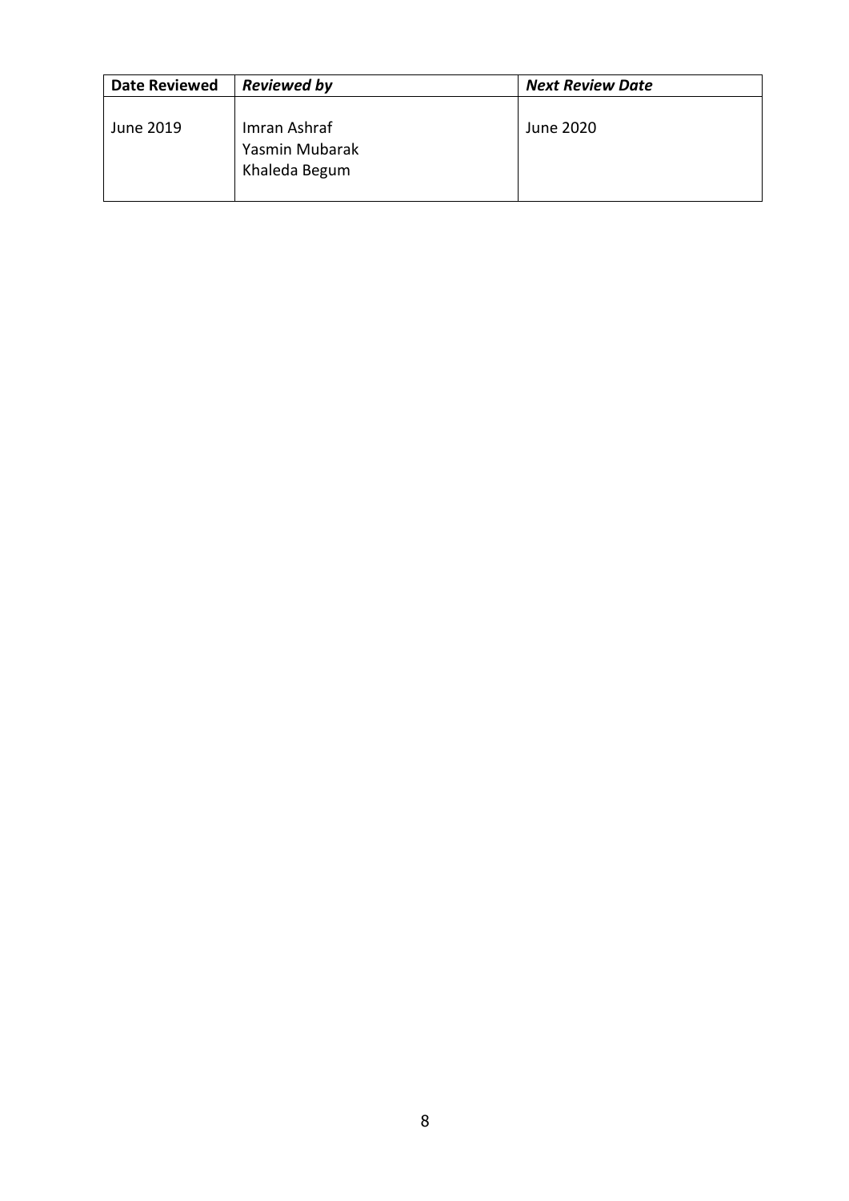| **Date Reviewed** | ***Reviewed by*** | ***Next Review Date*** |
|---|---|---|
| June 2019 | Imran Ashraf<br>Yasmin Mubarak<br>Khaleda Begum | June 2020 |